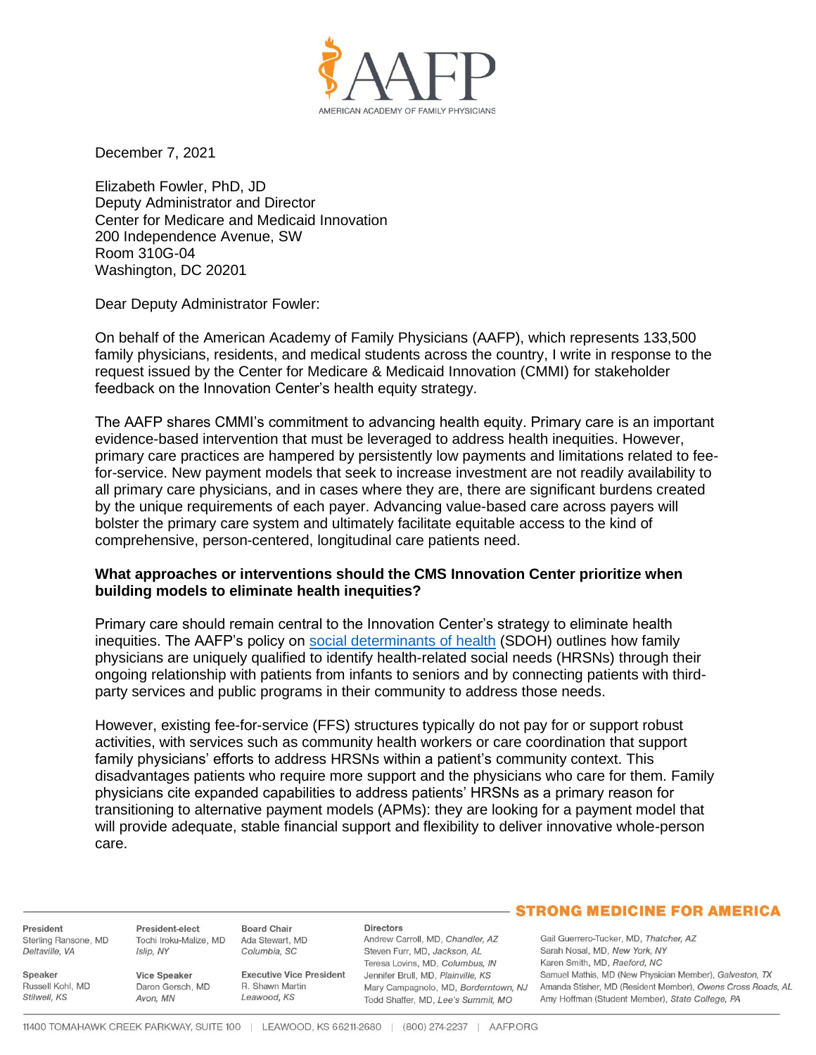December 7, 2021

Elizabeth Fowler, PhD, JD
Deputy Administrator and Director
Center for Medicare and Medicaid Innovation
200 Independence Avenue, SW
Room 310G-04
Washington, DC 20201

Dear Deputy Administrator Fowler:

On behalf of the American Academy of Family Physicians (AAFP), which represents 133,500 family physicians, residents, and medical students across the country, I write in response to the request issued by the Center for Medicare & Medicaid Innovation (CMMI) for stakeholder feedback on the Innovation Center's health equity strategy.

The AAFP shares CMMI's commitment to advancing health equity. Primary care is an important evidence-based intervention that must be leveraged to address health inequities. However, primary care practices are hampered by persistently low payments and limitations related to fee-for-service. New payment models that seek to increase investment are not readily availability to all primary care physicians, and in cases where they are, there are significant burdens created by the unique requirements of each payer. Advancing value-based care across payers will bolster the primary care system and ultimately facilitate equitable access to the kind of comprehensive, person-centered, longitudinal care patients need.

**What approaches or interventions should the CMS Innovation Center prioritize when building models to eliminate health inequities?**

Primary care should remain central to the Innovation Center's strategy to eliminate health inequities. The AAFP's policy on [social determinants of health](#) (SDOH) outlines how family physicians are uniquely qualified to identify health-related social needs (HRSNs) through their ongoing relationship with patients from infants to seniors and by connecting patients with third-party services and public programs in their community to address those needs.

However, existing fee-for-service (FFS) structures typically do not pay for or support robust activities, with services such as community health workers or care coordination that support family physicians' efforts to address HRSNs within a patient's community context. This disadvantages patients who require more support and the physicians who care for them. Family physicians cite expanded capabilities to address patients' HRSNs as a primary reason for transitioning to alternative payment models (APMs): they are looking for a payment model that will provide adequate, stable financial support and flexibility to deliver innovative whole-person care.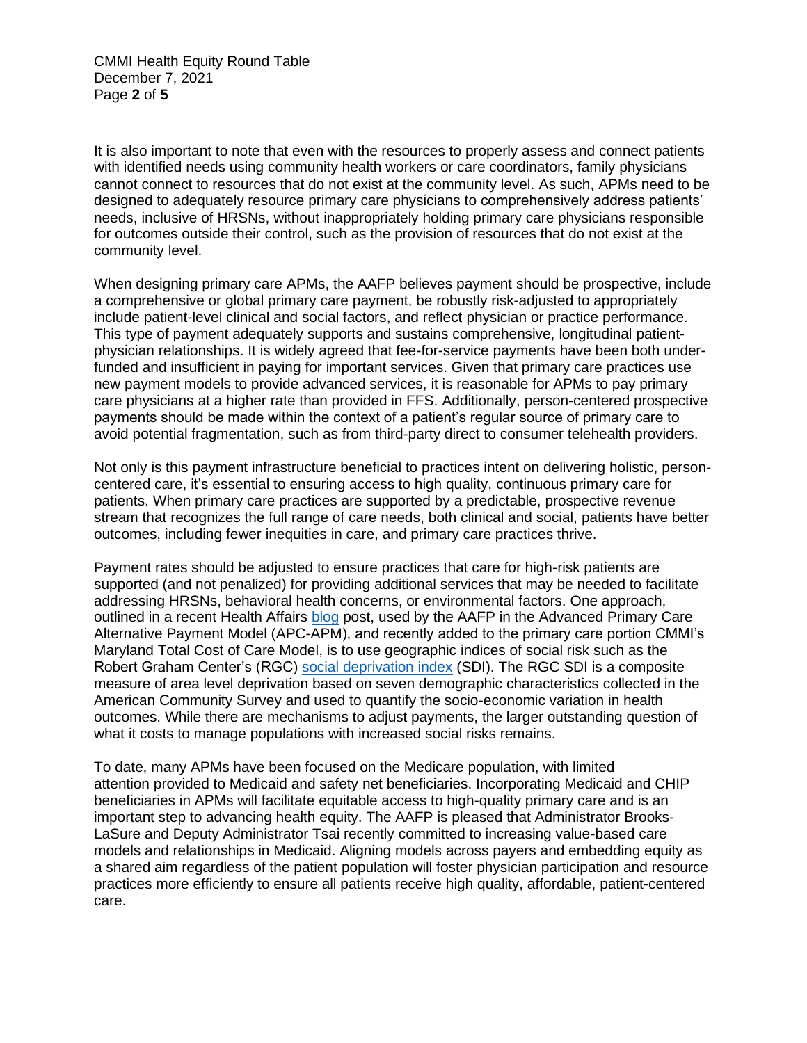It is also important to note that even with the resources to properly assess and connect patients with identified needs using community health workers or care coordinators, family physicians cannot connect to resources that do not exist at the community level. As such, APMs need to be designed to adequately resource primary care physicians to comprehensively address patients' needs, inclusive of HRSNs, without inappropriately holding primary care physicians responsible for outcomes outside their control, such as the provision of resources that do not exist at the community level.

When designing primary care APMs, the AAFP believes payment should be prospective, include a comprehensive or global primary care payment, be robustly risk-adjusted to appropriately include patient-level clinical and social factors, and reflect physician or practice performance. This type of payment adequately supports and sustains comprehensive, longitudinal patient-physician relationships. It is widely agreed that fee-for-service payments have been both under-funded and insufficient in paying for important services. Given that primary care practices use new payment models to provide advanced services, it is reasonable for APMs to pay primary care physicians at a higher rate than provided in FFS. Additionally, person-centered prospective payments should be made within the context of a patient's regular source of primary care to avoid potential fragmentation, such as from third-party direct to consumer telehealth providers.

Not only is this payment infrastructure beneficial to practices intent on delivering holistic, person-centered care, it's essential to ensuring access to high quality, continuous primary care for patients. When primary care practices are supported by a predictable, prospective revenue stream that recognizes the full range of care needs, both clinical and social, patients have better outcomes, including fewer inequities in care, and primary care practices thrive.

Payment rates should be adjusted to ensure practices that care for high-risk patients are supported (and not penalized) for providing additional services that may be needed to facilitate addressing HRSNs, behavioral health concerns, or environmental factors. One approach, outlined in a recent Health Affairs blog post, used by the AAFP in the Advanced Primary Care Alternative Payment Model (APC-APM), and recently added to the primary care portion CMMI's Maryland Total Cost of Care Model, is to use geographic indices of social risk such as the Robert Graham Center's (RGC) social deprivation index (SDI). The RGC SDI is a composite measure of area level deprivation based on seven demographic characteristics collected in the American Community Survey and used to quantify the socio-economic variation in health outcomes. While there are mechanisms to adjust payments, the larger outstanding question of what it costs to manage populations with increased social risks remains.

To date, many APMs have been focused on the Medicare population, with limited attention provided to Medicaid and safety net beneficiaries. Incorporating Medicaid and CHIP beneficiaries in APMs will facilitate equitable access to high-quality primary care and is an important step to advancing health equity. The AAFP is pleased that Administrator Brooks-LaSure and Deputy Administrator Tsai recently committed to increasing value-based care models and relationships in Medicaid. Aligning models across payers and embedding equity as a shared aim regardless of the patient population will foster physician participation and resource practices more efficiently to ensure all patients receive high quality, affordable, patient-centered care.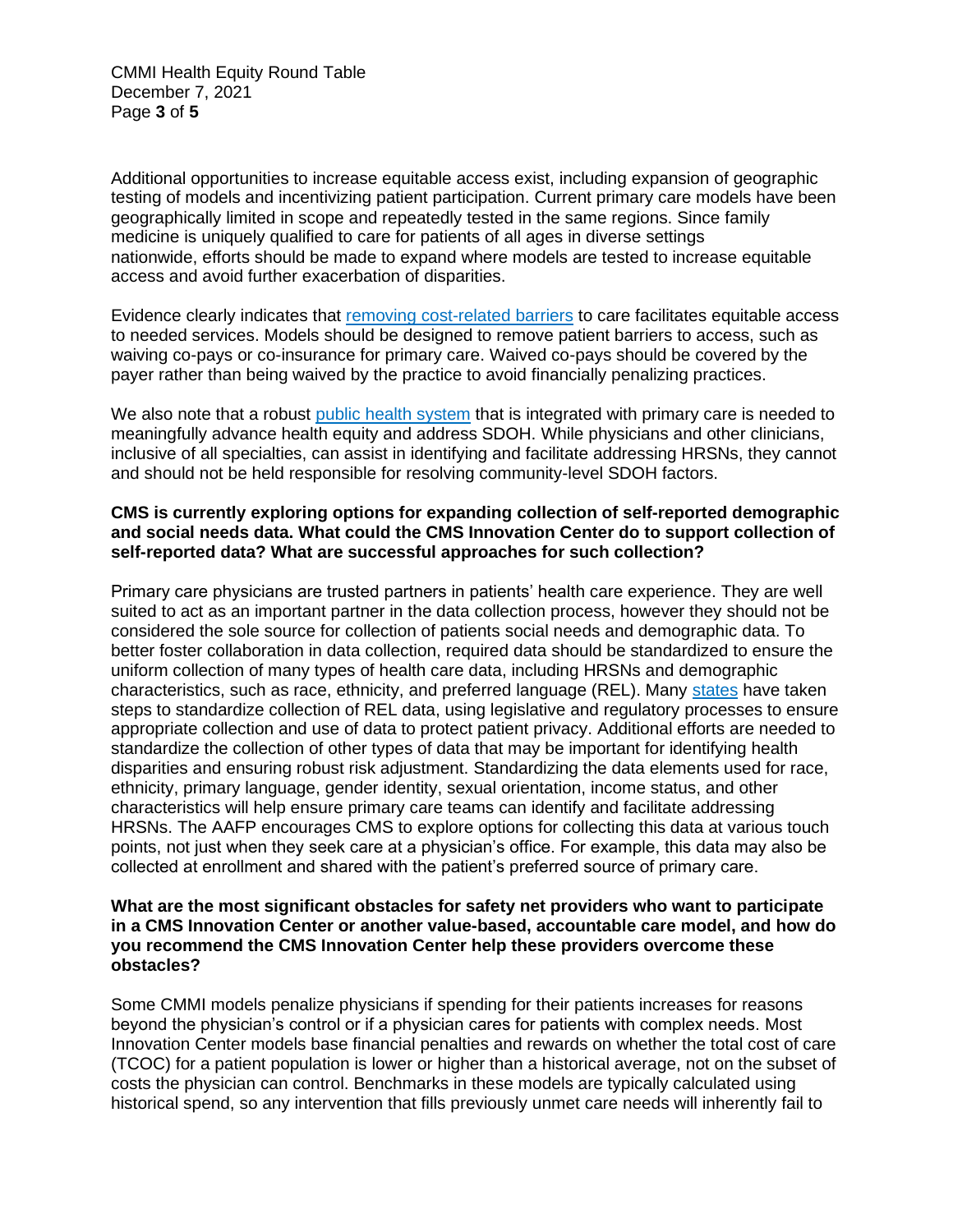Additional opportunities to increase equitable access exist, including expansion of geographic testing of models and incentivizing patient participation. Current primary care models have been geographically limited in scope and repeatedly tested in the same regions. Since family medicine is uniquely qualified to care for patients of all ages in diverse settings nationwide, efforts should be made to expand where models are tested to increase equitable access and avoid further exacerbation of disparities.

Evidence clearly indicates that removing cost-related barriers to care facilitates equitable access to needed services. Models should be designed to remove patient barriers to access, such as waiving co-pays or co-insurance for primary care. Waived co-pays should be covered by the payer rather than being waived by the practice to avoid financially penalizing practices.

We also note that a robust public health system that is integrated with primary care is needed to meaningfully advance health equity and address SDOH. While physicians and other clinicians, inclusive of all specialties, can assist in identifying and facilitate addressing HRSNs, they cannot and should not be held responsible for resolving community-level SDOH factors.

**CMS is currently exploring options for expanding collection of self-reported demographic and social needs data. What could the CMS Innovation Center do to support collection of self-reported data? What are successful approaches for such collection?**

Primary care physicians are trusted partners in patients' health care experience. They are well suited to act as an important partner in the data collection process, however they should not be considered the sole source for collection of patients social needs and demographic data. To better foster collaboration in data collection, required data should be standardized to ensure the uniform collection of many types of health care data, including HRSNs and demographic characteristics, such as race, ethnicity, and preferred language (REL). Many states have taken steps to standardize collection of REL data, using legislative and regulatory processes to ensure appropriate collection and use of data to protect patient privacy. Additional efforts are needed to standardize the collection of other types of data that may be important for identifying health disparities and ensuring robust risk adjustment. Standardizing the data elements used for race, ethnicity, primary language, gender identity, sexual orientation, income status, and other characteristics will help ensure primary care teams can identify and facilitate addressing HRSNs. The AAFP encourages CMS to explore options for collecting this data at various touch points, not just when they seek care at a physician's office. For example, this data may also be collected at enrollment and shared with the patient's preferred source of primary care.

**What are the most significant obstacles for safety net providers who want to participate in a CMS Innovation Center or another value-based, accountable care model, and how do you recommend the CMS Innovation Center help these providers overcome these obstacles?**

Some CMMI models penalize physicians if spending for their patients increases for reasons beyond the physician's control or if a physician cares for patients with complex needs. Most Innovation Center models base financial penalties and rewards on whether the total cost of care (TCOC) for a patient population is lower or higher than a historical average, not on the subset of costs the physician can control. Benchmarks in these models are typically calculated using historical spend, so any intervention that fills previously unmet care needs will inherently fail to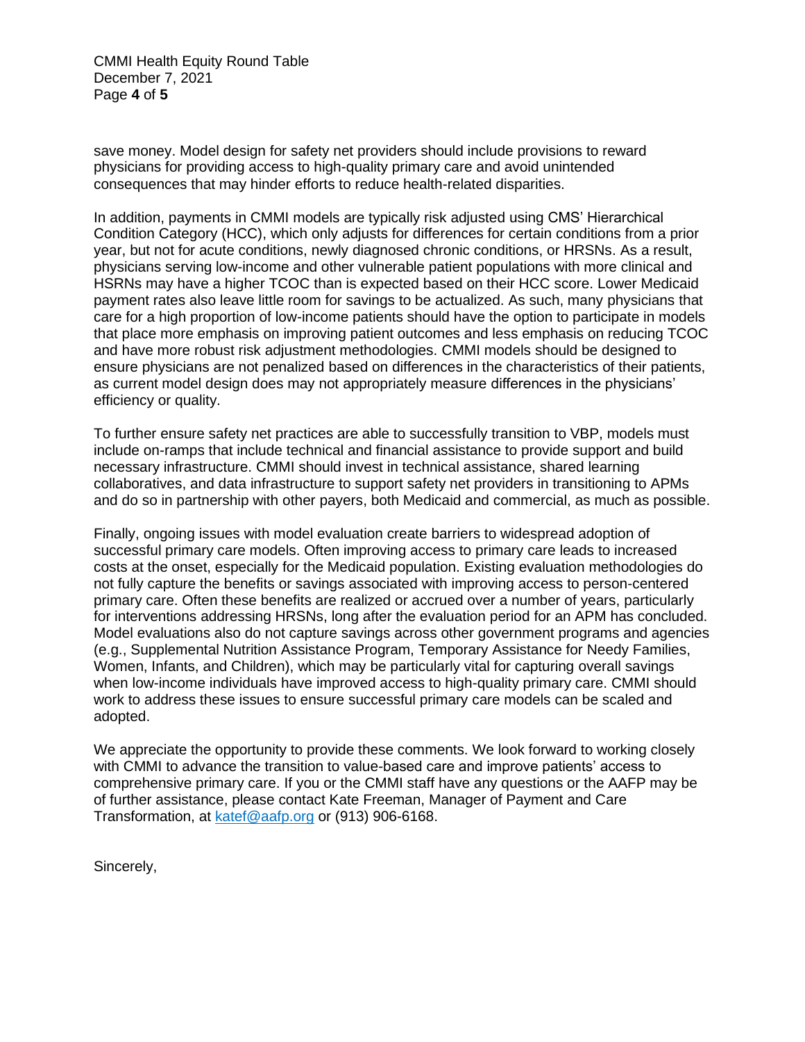save money. Model design for safety net providers should include provisions to reward physicians for providing access to high-quality primary care and avoid unintended consequences that may hinder efforts to reduce health-related disparities.

In addition, payments in CMMI models are typically risk adjusted using CMS' Hierarchical Condition Category (HCC), which only adjusts for differences for certain conditions from a prior year, but not for acute conditions, newly diagnosed chronic conditions, or HRSNs. As a result, physicians serving low-income and other vulnerable patient populations with more clinical and HSRNs may have a higher TCOC than is expected based on their HCC score. Lower Medicaid payment rates also leave little room for savings to be actualized. As such, many physicians that care for a high proportion of low-income patients should have the option to participate in models that place more emphasis on improving patient outcomes and less emphasis on reducing TCOC and have more robust risk adjustment methodologies. CMMI models should be designed to ensure physicians are not penalized based on differences in the characteristics of their patients, as current model design does may not appropriately measure differences in the physicians' efficiency or quality.

To further ensure safety net practices are able to successfully transition to VBP, models must include on-ramps that include technical and financial assistance to provide support and build necessary infrastructure. CMMI should invest in technical assistance, shared learning collaboratives, and data infrastructure to support safety net providers in transitioning to APMs and do so in partnership with other payers, both Medicaid and commercial, as much as possible.

Finally, ongoing issues with model evaluation create barriers to widespread adoption of successful primary care models. Often improving access to primary care leads to increased costs at the onset, especially for the Medicaid population. Existing evaluation methodologies do not fully capture the benefits or savings associated with improving access to person-centered primary care. Often these benefits are realized or accrued over a number of years, particularly for interventions addressing HRSNs, long after the evaluation period for an APM has concluded. Model evaluations also do not capture savings across other government programs and agencies (e.g., Supplemental Nutrition Assistance Program, Temporary Assistance for Needy Families, Women, Infants, and Children), which may be particularly vital for capturing overall savings when low-income individuals have improved access to high-quality primary care. CMMI should work to address these issues to ensure successful primary care models can be scaled and adopted.

We appreciate the opportunity to provide these comments. We look forward to working closely with CMMI to advance the transition to value-based care and improve patients' access to comprehensive primary care. If you or the CMMI staff have any questions or the AAFP may be of further assistance, please contact Kate Freeman, Manager of Payment and Care Transformation, at katef@aafp.org or (913) 906-6168.

Sincerely,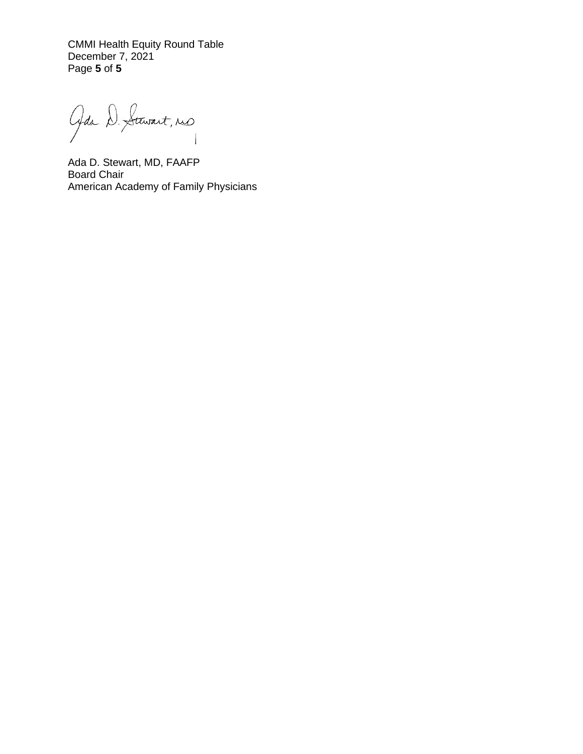Ada D. Stewart, MD, FAAFP
Board Chair
American Academy of Family Physicians